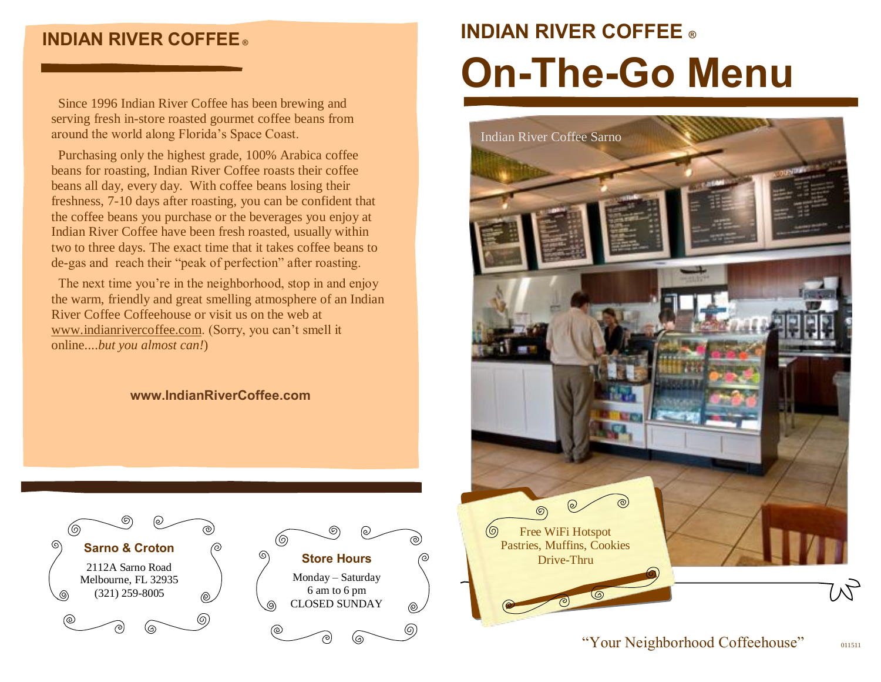## INDIAN RIVER COFFEE ®

Since 1996 Indian River Coffee has been brewing and serving fresh in-store roasted gourmet coffee beans from around the world along Florida's Space Coast.

Purchasing only the highest grade, 100% Arabica coffee beans for roasting, Indian River Coffee roasts their coffee beans all day, every day. With coffee beans losing their freshness, 7-10 days after roasting, you can be confident that the coffee beans you purchase or the beverages you enjoy at Indian River Coffee have been fresh roasted, usually within two to three days. The exact time that it takes coffee beans to de-gas and reach their "peak of perfection" after roasting.

The next time you're in the neighborhood, stop in and enjoy the warm, friendly and great smelling atmosphere of an Indian River Coffee Coffeehouse or visit us on the web at www.indianrivercoffee.com. (Sorry, you can't smell it online....*but you almost can!*)

**www.IndianRiverCoffee.com**

**Sarno & Croton**

2112A Sarno Road
Melbourne, FL 32935
(321) 259-8005

**Store Hours**

Monday – Saturday
6 am to 6 pm
CLOSED SUNDAY

## INDIAN RIVER COFFEE ®

# On-The-Go Menu

Indian River Coffee Sarno

Free WiFi Hotspot
Pastries, Muffins, Cookies
Drive-Thru

"Your Neighborhood Coffeehouse"

011511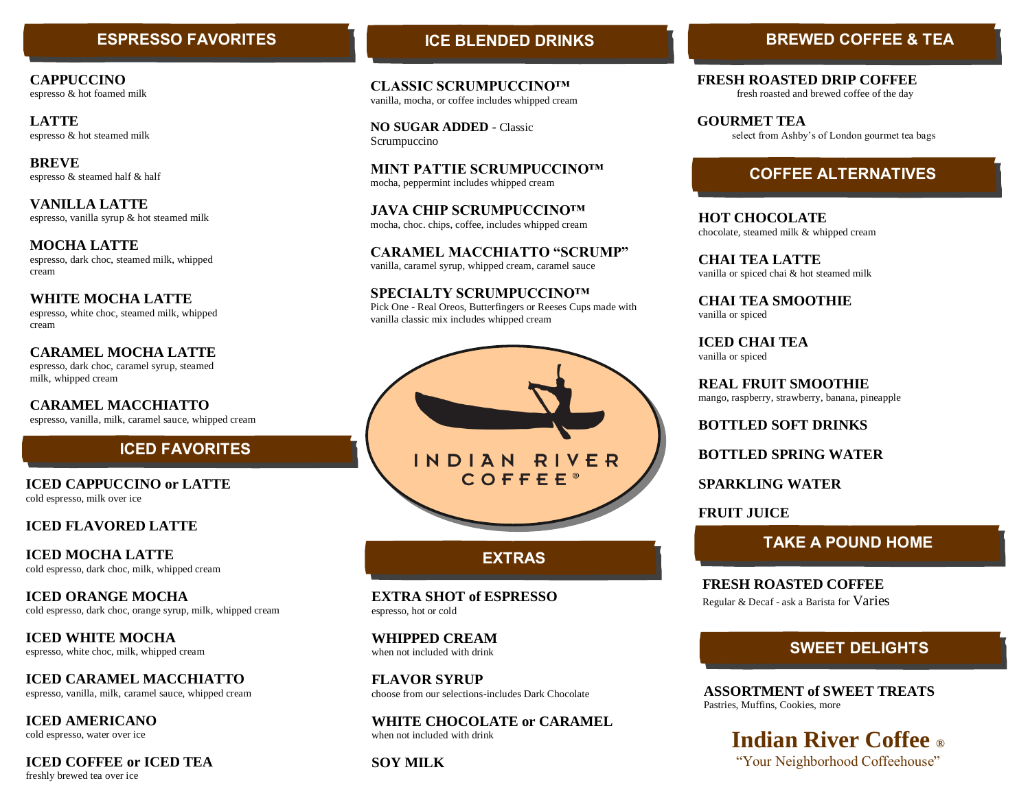## ESPRESSO FAVORITES

**CAPPUCCINO**
espresso & hot foamed milk

**LATTE**
espresso & hot steamed milk

**BREVE**
espresso & steamed half & half

**VANILLA LATTE**
espresso, vanilla syrup & hot steamed milk

**MOCHA LATTE**
espresso, dark choc, steamed milk, whipped cream

**WHITE MOCHA LATTE**
espresso, white choc, steamed milk, whipped cream

**CARAMEL MOCHA LATTE**
espresso, dark choc, caramel syrup, steamed milk, whipped cream

**CARAMEL MACCHIATTO**
espresso, vanilla, milk, caramel sauce, whipped cream

## ICED FAVORITES

**ICED CAPPUCCINO or LATTE**
cold espresso, milk over ice

**ICED FLAVORED LATTE**

**ICED MOCHA LATTE**
cold espresso, dark choc, milk, whipped cream

**ICED ORANGE MOCHA**
cold espresso, dark choc, orange syrup, milk, whipped cream

**ICED WHITE MOCHA**
espresso, white choc, milk, whipped cream

**ICED CARAMEL MACCHIATTO**
espresso, vanilla, milk, caramel sauce, whipped cream

**ICED AMERICANO**
cold espresso, water over ice

**ICED COFFEE or ICED TEA**
freshly brewed tea over ice

## ICE BLENDED DRINKS

**CLASSIC SCRUMPUCCINO™**
vanilla, mocha, or coffee includes whipped cream

**NO SUGAR ADDED** - Classic Scrumpuccino

**MINT PATTIE SCRUMPUCCINO™**
mocha, peppermint includes whipped cream

**JAVA CHIP SCRUMPUCCINO™**
mocha, choc. chips, coffee, includes whipped cream

**CARAMEL MACCHIATTO "SCRUMP"**
vanilla, caramel syrup, whipped cream, caramel sauce

**SPECIALTY SCRUMPUCCINO™**
Pick One - Real Oreos, Butterfingers or Reeses Cups made with vanilla classic mix includes whipped cream

INDIAN RIVER COFFEE®

## EXTRAS

**EXTRA SHOT of ESPRESSO**
espresso, hot or cold

**WHIPPED CREAM**
when not included with drink

**FLAVOR SYRUP**
choose from our selections-includes Dark Chocolate

**WHITE CHOCOLATE or CARAMEL**
when not included with drink

**SOY MILK**

## BREWED COFFEE & TEA

**FRESH ROASTED DRIP COFFEE**
fresh roasted and brewed coffee of the day

**GOURMET TEA**
select from Ashby's of London gourmet tea bags

## COFFEE ALTERNATIVES

**HOT CHOCOLATE**
chocolate, steamed milk & whipped cream

**CHAI TEA LATTE**
vanilla or spiced chai & hot steamed milk

**CHAI TEA SMOOTHIE**
vanilla or spiced

**ICED CHAI TEA**
vanilla or spiced

**REAL FRUIT SMOOTHIE**
mango, raspberry, strawberry, banana, pineapple

**BOTTLED SOFT DRINKS**

**BOTTLED SPRING WATER**

**SPARKLING WATER**

**FRUIT JUICE**

## TAKE A POUND HOME

**FRESH ROASTED COFFEE**
Regular & Decaf - ask a Barista for Varies

## SWEET DELIGHTS

**ASSORTMENT of SWEET TREATS**
Pastries, Muffins, Cookies, more

**Indian River Coffee ®**
"Your Neighborhood Coffeehouse"